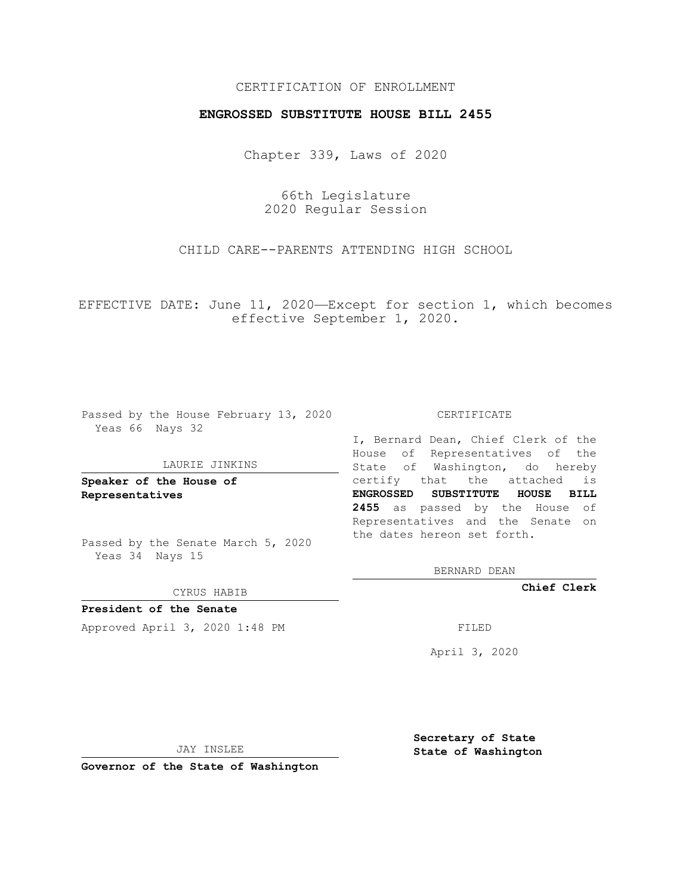CERTIFICATION OF ENROLLMENT

**ENGROSSED SUBSTITUTE HOUSE BILL 2455**

Chapter 339, Laws of 2020

66th Legislature
2020 Regular Session

CHILD CARE--PARENTS ATTENDING HIGH SCHOOL

EFFECTIVE DATE: June 11, 2020—Except for section 1, which becomes effective September 1, 2020.

Passed by the House February 13, 2020
Yeas 66 Nays 32

LAURIE JINKINS

**Speaker of the House of Representatives**

Passed by the Senate March 5, 2020
Yeas 34 Nays 15

CYRUS HABIB

**President of the Senate**

Approved April 3, 2020 1:48 PM

JAY INSLEE

**Governor of the State of Washington**

CERTIFICATE

I, Bernard Dean, Chief Clerk of the House of Representatives of the State of Washington, do hereby certify that the attached is **ENGROSSED SUBSTITUTE HOUSE BILL 2455** as passed by the House of Representatives and the Senate on the dates hereon set forth.

BERNARD DEAN

**Chief Clerk**

FILED

April 3, 2020

**Secretary of State
State of Washington**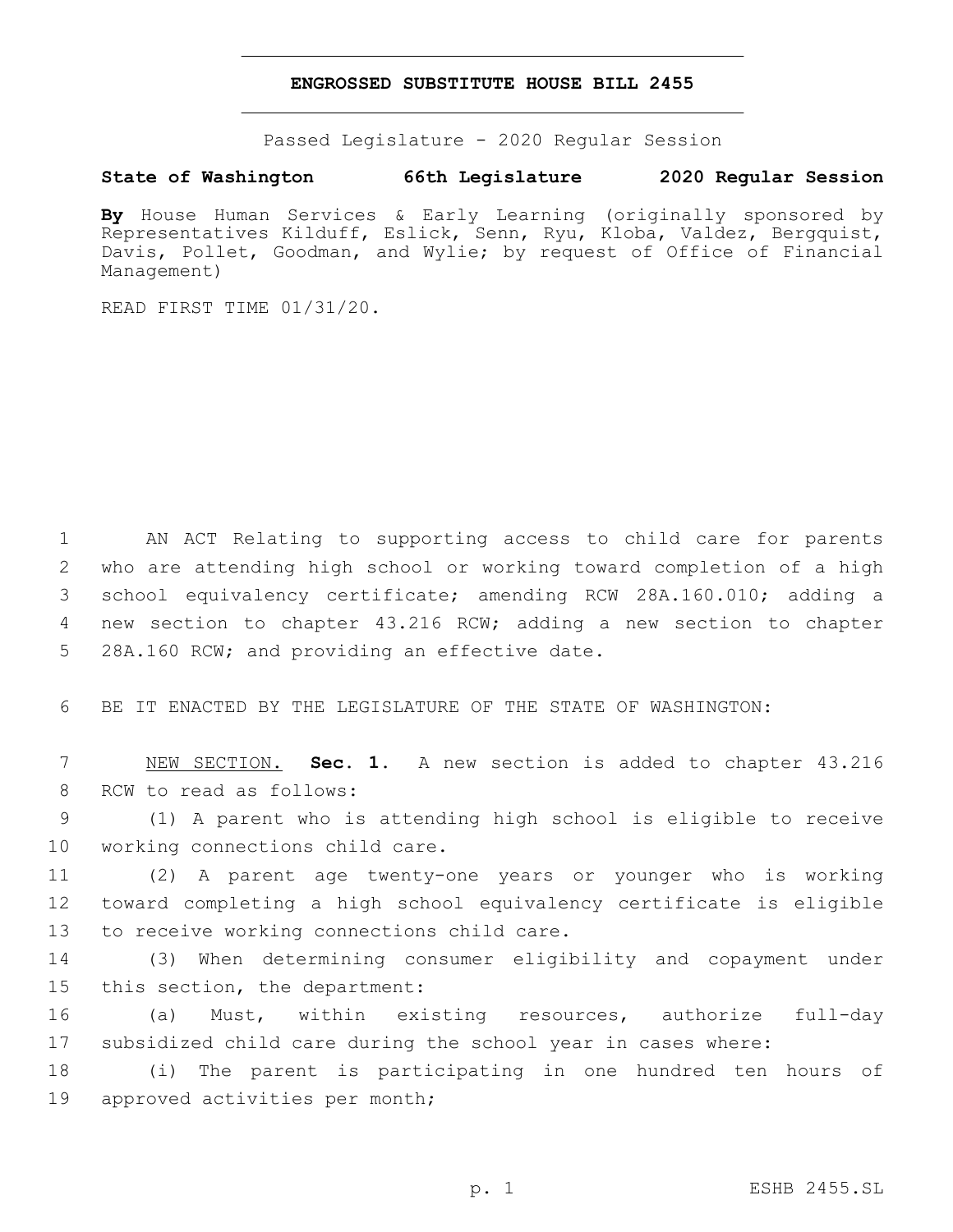**ENGROSSED SUBSTITUTE HOUSE BILL 2455**

Passed Legislature - 2020 Regular Session

**State of Washington 66th Legislature 2020 Regular Session**

**By** House Human Services & Early Learning (originally sponsored by Representatives Kilduff, Eslick, Senn, Ryu, Kloba, Valdez, Bergquist, Davis, Pollet, Goodman, and Wylie; by request of Office of Financial Management)

READ FIRST TIME 01/31/20.

1 AN ACT Relating to supporting access to child care for parents 2 who are attending high school or working toward completion of a high 3 school equivalency certificate; amending RCW 28A.160.010; adding a 4 new section to chapter 43.216 RCW; adding a new section to chapter 5 28A.160 RCW; and providing an effective date.

6 BE IT ENACTED BY THE LEGISLATURE OF THE STATE OF WASHINGTON:

7 NEW SECTION. **Sec. 1.** A new section is added to chapter 43.216 8 RCW to read as follows:

9 (1) A parent who is attending high school is eligible to receive 10 working connections child care.

11 (2) A parent age twenty-one years or younger who is working 12 toward completing a high school equivalency certificate is eligible 13 to receive working connections child care.

14 (3) When determining consumer eligibility and copayment under 15 this section, the department:

16 (a) Must, within existing resources, authorize full-day 17 subsidized child care during the school year in cases where:

18 (i) The parent is participating in one hundred ten hours of 19 approved activities per month;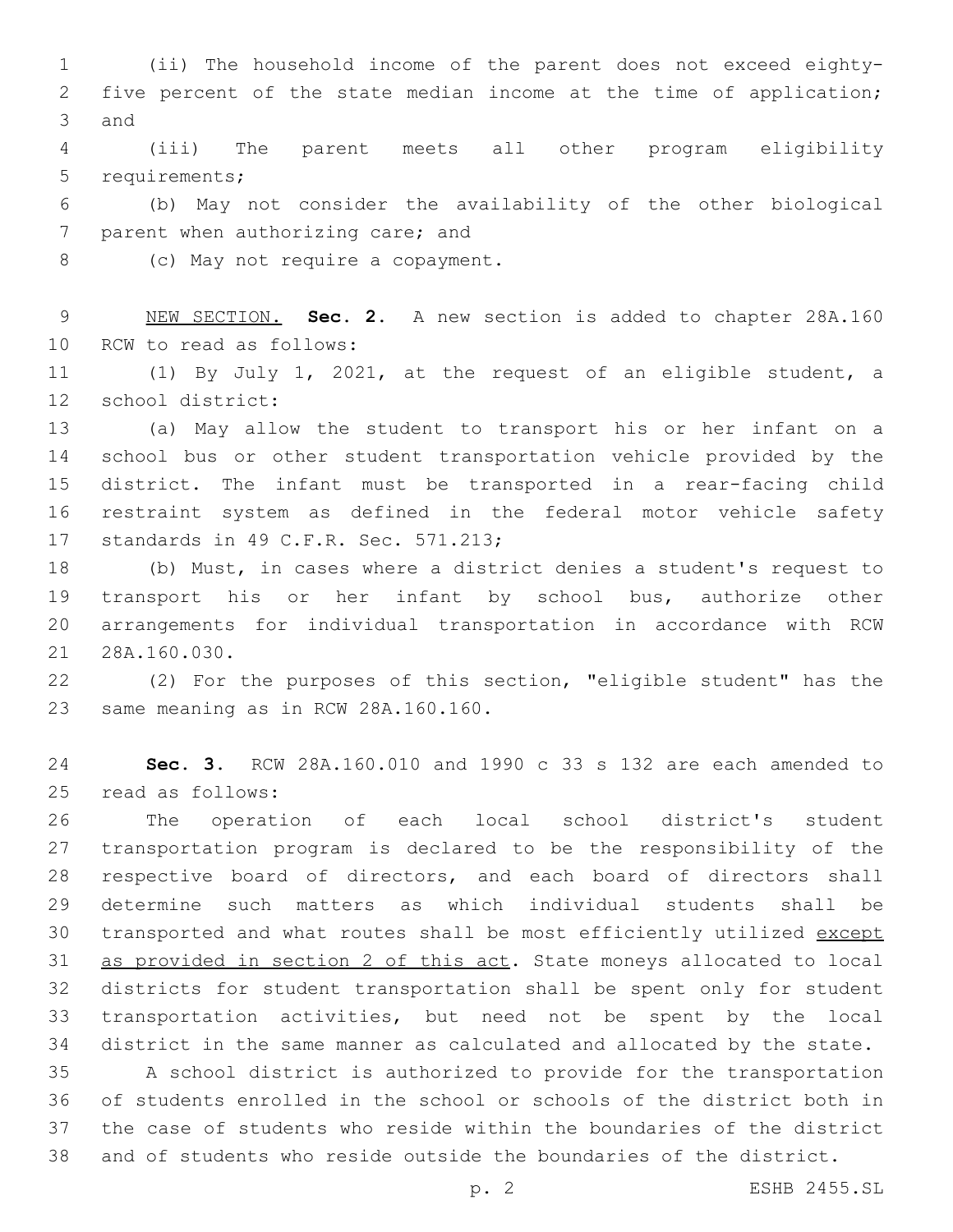(ii) The household income of the parent does not exceed eighty-five percent of the state median income at the time of application; and

(iii) The parent meets all other program eligibility requirements;

(b) May not consider the availability of the other biological parent when authorizing care; and

(c) May not require a copayment.

NEW SECTION. **Sec. 2.** A new section is added to chapter 28A.160 RCW to read as follows:

(1) By July 1, 2021, at the request of an eligible student, a school district:

(a) May allow the student to transport his or her infant on a school bus or other student transportation vehicle provided by the district. The infant must be transported in a rear-facing child restraint system as defined in the federal motor vehicle safety standards in 49 C.F.R. Sec. 571.213;

(b) Must, in cases where a district denies a student's request to transport his or her infant by school bus, authorize other arrangements for individual transportation in accordance with RCW 28A.160.030.

(2) For the purposes of this section, "eligible student" has the same meaning as in RCW 28A.160.160.

**Sec. 3.** RCW 28A.160.010 and 1990 c 33 s 132 are each amended to read as follows:

The operation of each local school district's student transportation program is declared to be the responsibility of the respective board of directors, and each board of directors shall determine such matters as which individual students shall be transported and what routes shall be most efficiently utilized <u>except as provided in section 2 of this act</u>. State moneys allocated to local districts for student transportation shall be spent only for student transportation activities, but need not be spent by the local district in the same manner as calculated and allocated by the state.

A school district is authorized to provide for the transportation of students enrolled in the school or schools of the district both in the case of students who reside within the boundaries of the district and of students who reside outside the boundaries of the district.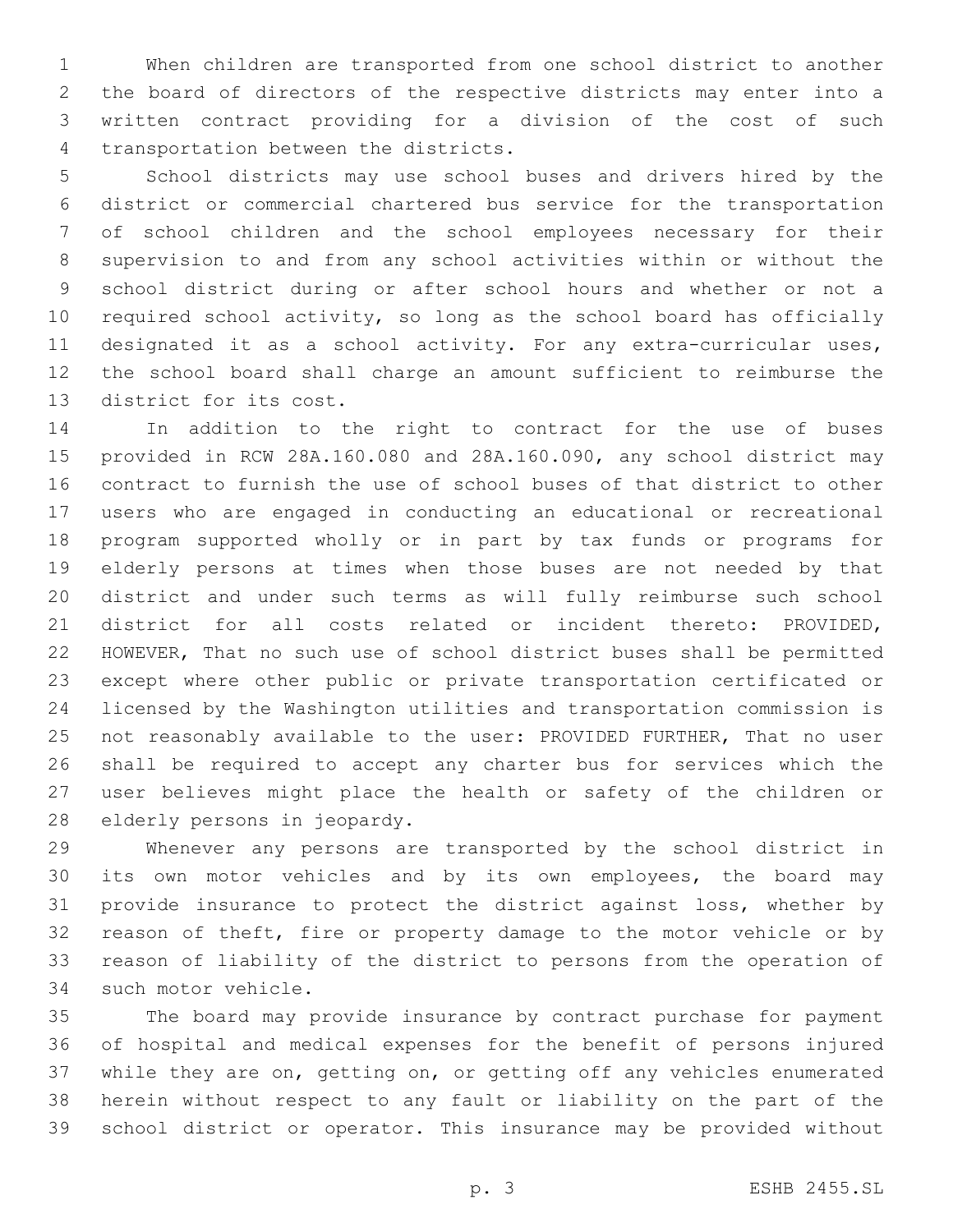When children are transported from one school district to another the board of directors of the respective districts may enter into a written contract providing for a division of the cost of such transportation between the districts.

School districts may use school buses and drivers hired by the district or commercial chartered bus service for the transportation of school children and the school employees necessary for their supervision to and from any school activities within or without the school district during or after school hours and whether or not a required school activity, so long as the school board has officially designated it as a school activity. For any extra-curricular uses, the school board shall charge an amount sufficient to reimburse the district for its cost.

In addition to the right to contract for the use of buses provided in RCW 28A.160.080 and 28A.160.090, any school district may contract to furnish the use of school buses of that district to other users who are engaged in conducting an educational or recreational program supported wholly or in part by tax funds or programs for elderly persons at times when those buses are not needed by that district and under such terms as will fully reimburse such school district for all costs related or incident thereto: PROVIDED, HOWEVER, That no such use of school district buses shall be permitted except where other public or private transportation certificated or licensed by the Washington utilities and transportation commission is not reasonably available to the user: PROVIDED FURTHER, That no user shall be required to accept any charter bus for services which the user believes might place the health or safety of the children or elderly persons in jeopardy.

Whenever any persons are transported by the school district in its own motor vehicles and by its own employees, the board may provide insurance to protect the district against loss, whether by reason of theft, fire or property damage to the motor vehicle or by reason of liability of the district to persons from the operation of such motor vehicle.

The board may provide insurance by contract purchase for payment of hospital and medical expenses for the benefit of persons injured while they are on, getting on, or getting off any vehicles enumerated herein without respect to any fault or liability on the part of the school district or operator. This insurance may be provided without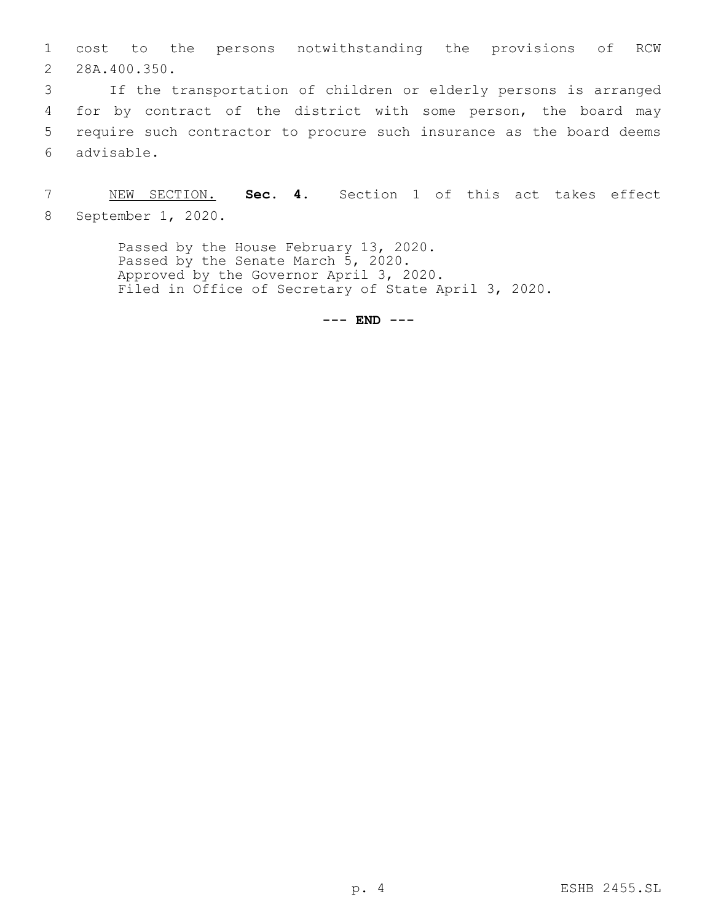cost to the persons notwithstanding the provisions of RCW 28A.400.350.

If the transportation of children or elderly persons is arranged for by contract of the district with some person, the board may require such contractor to procure such insurance as the board deems advisable.

NEW SECTION. **Sec. 4.** Section 1 of this act takes effect September 1, 2020.

Passed by the House February 13, 2020.
Passed by the Senate March 5, 2020.
Approved by the Governor April 3, 2020.
Filed in Office of Secretary of State April 3, 2020.

**--- END ---**